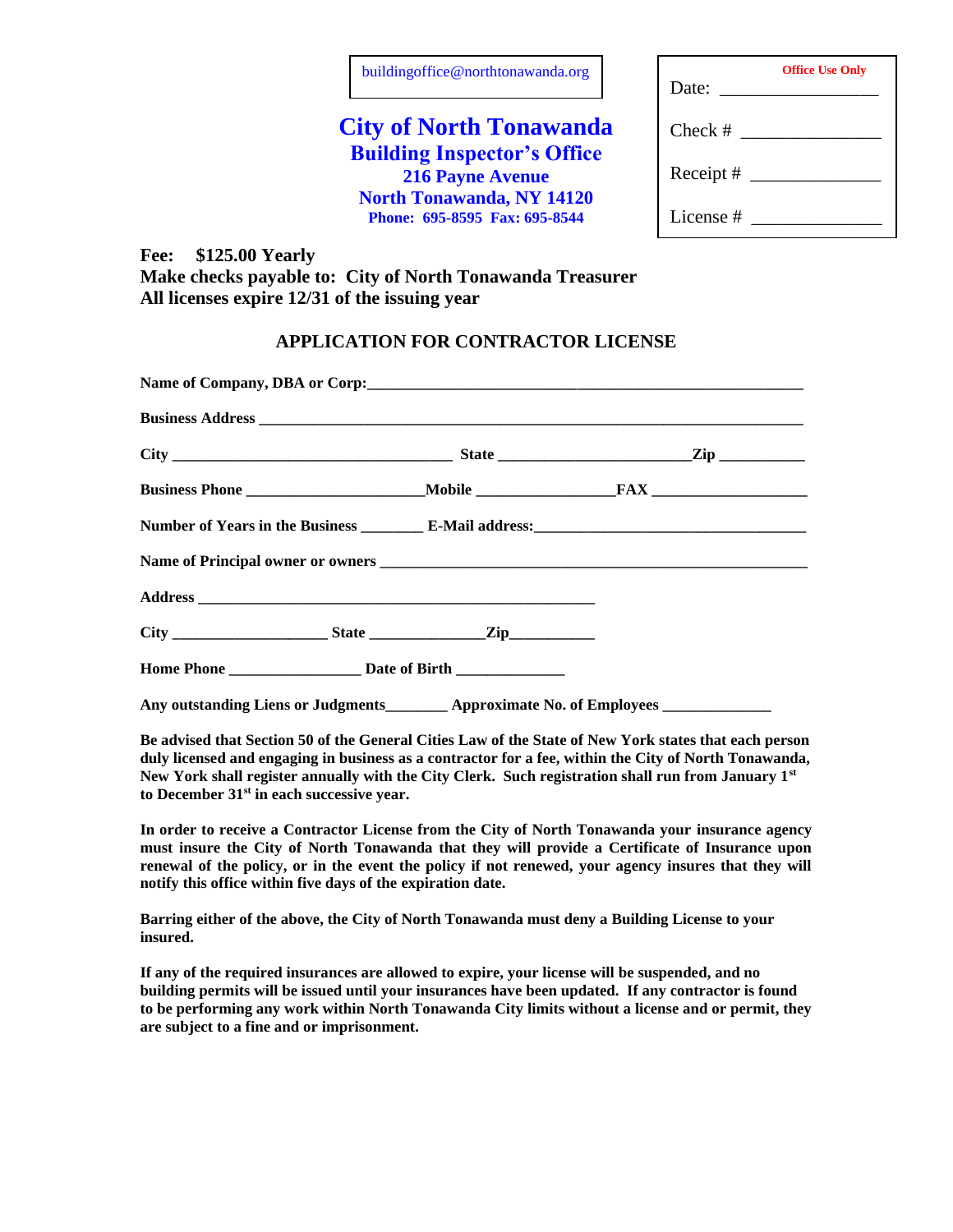buildingoffice@northtonawanda.org

# City of North Tonawanda

## Building Inspector's Office

**216 Payne Avenue**
**North Tonawanda, NY 14120**
**Phone: 695-8595 Fax: 695-8544**

**Office Use Only**

Date: ________________

Check # ______________

Receipt # _____________

License # _____________

**Fee: $125.00 Yearly**
**Make checks payable to: City of North Tonawanda Treasurer**
**All licenses expire 12/31 of the issuing year**

### APPLICATION FOR CONTRACTOR LICENSE

**Name of Company, DBA or Corp:**_______________________________________________

**Business Address** _______________________________________________________

**City** ___________________________ **State** ___________________ **Zip** _________

**Business Phone** __________________ **Mobile** ______________ **FAX** _______________

**Number of Years in the Business** _______ **E-Mail address:**____________________________

**Name of Principal owner or owners** _________________________________________

**Address** ______________________________________

**City** _______________ **State** ____________ **Zip** _________

**Home Phone** ______________ **Date of Birth** ____________

**Any outstanding Liens or Judgments**_______ **Approximate No. of Employees** ____________

**Be advised that Section 50 of the General Cities Law of the State of New York states that each person duly licensed and engaging in business as a contractor for a fee, within the City of North Tonawanda, New York shall register annually with the City Clerk. Such registration shall run from January 1st to December 31st in each successive year.**

**In order to receive a Contractor License from the City of North Tonawanda your insurance agency must insure the City of North Tonawanda that they will provide a Certificate of Insurance upon renewal of the policy, or in the event the policy if not renewed, your agency insures that they will notify this office within five days of the expiration date.**

**Barring either of the above, the City of North Tonawanda must deny a Building License to your insured.**

**If any of the required insurances are allowed to expire, your license will be suspended, and no building permits will be issued until your insurances have been updated. If any contractor is found to be performing any work within North Tonawanda City limits without a license and or permit, they are subject to a fine and or imprisonment.**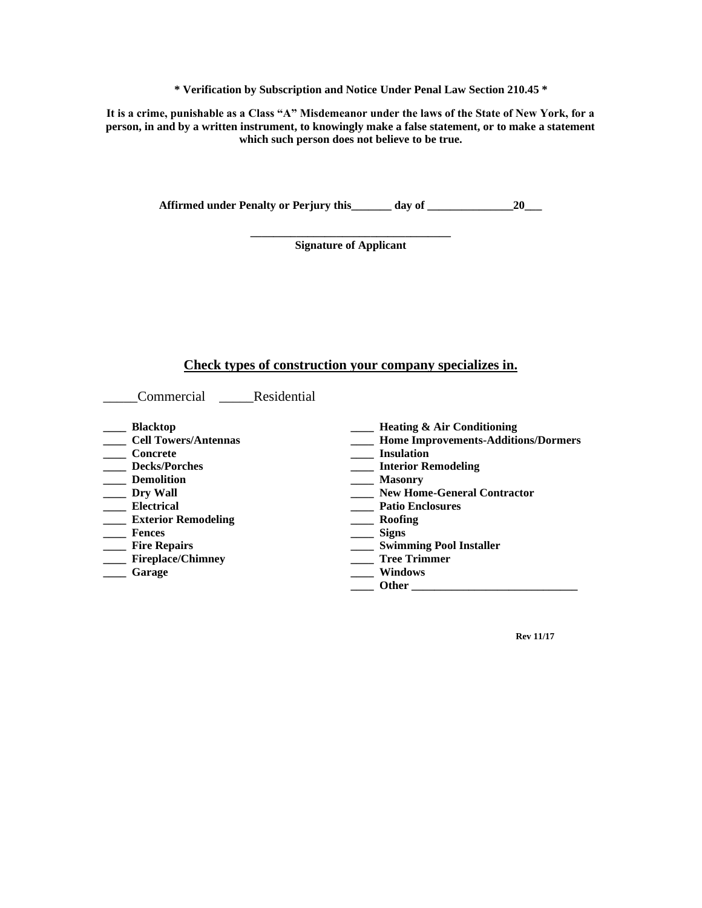**\* Verification by Subscription and Notice Under Penal Law Section 210.45 \***

**It is a crime, punishable as a Class "A" Misdemeanor under the laws of the State of New York, for a person, in and by a written instrument, to knowingly make a false statement, or to make a statement which such person does not believe to be true.**

**Affirmed under Penalty or Perjury this_______ day of _______________20___**

**___________________________________**
**Signature of Applicant**

## Check types of construction your company specializes in.

_____Commercial _____Residential

- **____ Blacktop**
- **____ Cell Towers/Antennas**
- **____ Concrete**
- **____ Decks/Porches**
- **____ Demolition**
- **____ Dry Wall**
- **____ Electrical**
- **____ Exterior Remodeling**
- **____ Fences**
- **____ Fire Repairs**
- **____ Fireplace/Chimney**
- **____ Garage**
- **____ Heating & Air Conditioning**
- **____ Home Improvements-Additions/Dormers**
- **____ Insulation**
- **____ Interior Remodeling**
- **____ Masonry**
- **____ New Home-General Contractor**
- **____ Patio Enclosures**
- **____ Roofing**
- **____ Signs**
- **____ Swimming Pool Installer**
- **____ Tree Trimmer**
- **____ Windows**
- **____ Other _____________________________**

**Rev 11/17**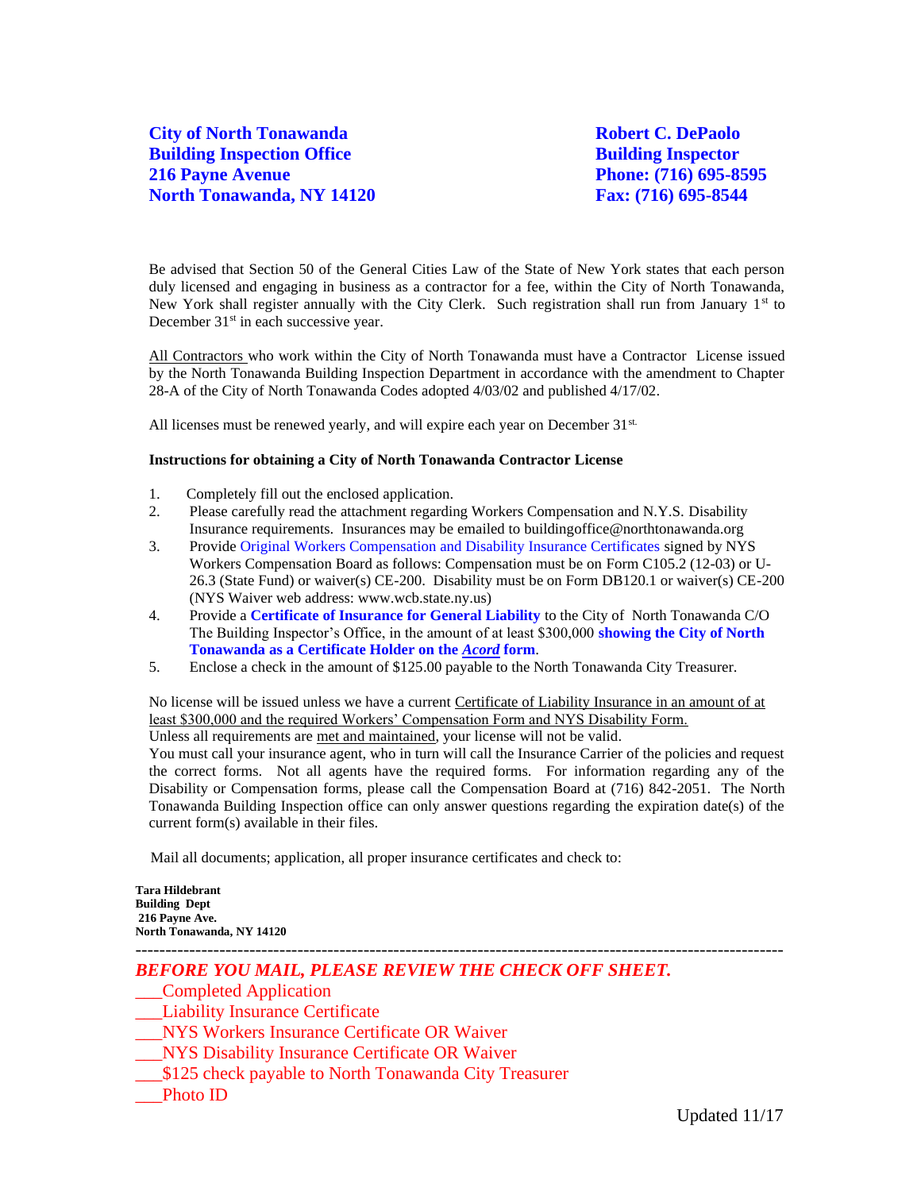**City of North Tonawanda**
**Building Inspection Office**
**216 Payne Avenue**
**North Tonawanda, NY 14120**

**Robert C. DePaolo**
**Building Inspector**
**Phone: (716) 695-8595**
**Fax: (716) 695-8544**

Be advised that Section 50 of the General Cities Law of the State of New York states that each person duly licensed and engaging in business as a contractor for a fee, within the City of North Tonawanda, New York shall register annually with the City Clerk. Such registration shall run from January 1st to December 31st in each successive year.

All Contractors who work within the City of North Tonawanda must have a Contractor License issued by the North Tonawanda Building Inspection Department in accordance with the amendment to Chapter 28-A of the City of North Tonawanda Codes adopted 4/03/02 and published 4/17/02.

All licenses must be renewed yearly, and will expire each year on December 31st.

**Instructions for obtaining a City of North Tonawanda Contractor License**

1. Completely fill out the enclosed application.
2. Please carefully read the attachment regarding Workers Compensation and N.Y.S. Disability Insurance requirements. Insurances may be emailed to buildingoffice@northtonawanda.org
3. Provide Original Workers Compensation and Disability Insurance Certificates signed by NYS Workers Compensation Board as follows: Compensation must be on Form C105.2 (12-03) or U-26.3 (State Fund) or waiver(s) CE-200. Disability must be on Form DB120.1 or waiver(s) CE-200 (NYS Waiver web address: www.wcb.state.ny.us)
4. Provide a **Certificate of Insurance for General Liability** to the City of North Tonawanda C/O The Building Inspector's Office, in the amount of at least $300,000 **showing the City of North Tonawanda as a Certificate Holder on the *Acord* form**.
5. Enclose a check in the amount of $125.00 payable to the North Tonawanda City Treasurer.

No license will be issued unless we have a current Certificate of Liability Insurance in an amount of at least $300,000 and the required Workers' Compensation Form and NYS Disability Form.
Unless all requirements are met and maintained, your license will not be valid.
You must call your insurance agent, who in turn will call the Insurance Carrier of the policies and request the correct forms. Not all agents have the required forms. For information regarding any of the Disability or Compensation forms, please call the Compensation Board at (716) 842-2051. The North Tonawanda Building Inspection office can only answer questions regarding the expiration date(s) of the current form(s) available in their files.

Mail all documents; application, all proper insurance certificates and check to:

**Tara Hildebrant**
**Building Dept**
**216 Payne Ave.**
**North Tonawanda, NY 14120**

---

***BEFORE YOU MAIL, PLEASE REVIEW THE CHECK OFF SHEET.***

___Completed Application
___Liability Insurance Certificate
___NYS Workers Insurance Certificate OR Waiver
___NYS Disability Insurance Certificate OR Waiver
___$125 check payable to North Tonawanda City Treasurer
___Photo ID

Updated 11/17